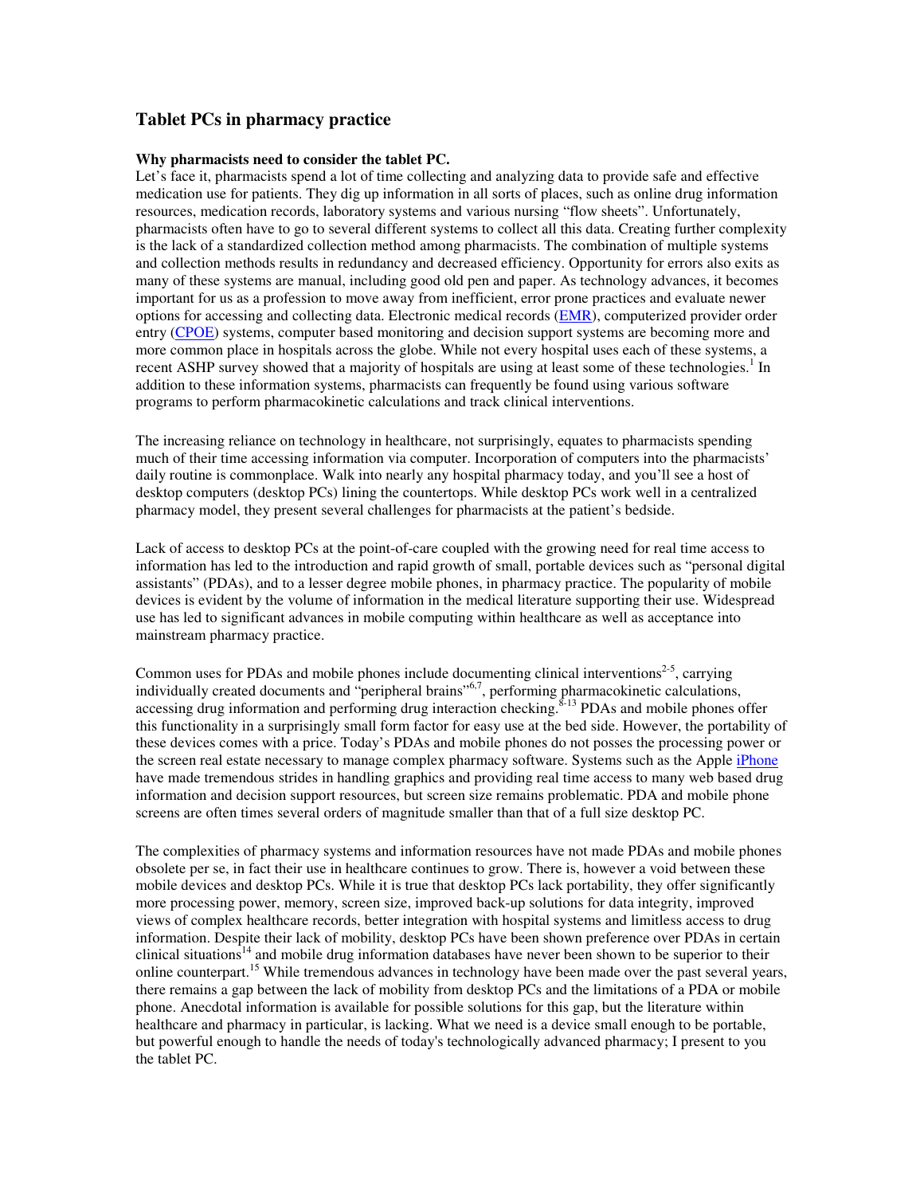## Tablet PCs in pharmacy practice

**Why pharmacists need to consider the tablet PC.**

Let's face it, pharmacists spend a lot of time collecting and analyzing data to provide safe and effective medication use for patients. They dig up information in all sorts of places, such as online drug information resources, medication records, laboratory systems and various nursing "flow sheets". Unfortunately, pharmacists often have to go to several different systems to collect all this data. Creating further complexity is the lack of a standardized collection method among pharmacists. The combination of multiple systems and collection methods results in redundancy and decreased efficiency. Opportunity for errors also exits as many of these systems are manual, including good old pen and paper. As technology advances, it becomes important for us as a profession to move away from inefficient, error prone practices and evaluate newer options for accessing and collecting data. Electronic medical records (EMR), computerized provider order entry (CPOE) systems, computer based monitoring and decision support systems are becoming more and more common place in hospitals across the globe. While not every hospital uses each of these systems, a recent ASHP survey showed that a majority of hospitals are using at least some of these technologies.[1] In addition to these information systems, pharmacists can frequently be found using various software programs to perform pharmacokinetic calculations and track clinical interventions.

The increasing reliance on technology in healthcare, not surprisingly, equates to pharmacists spending much of their time accessing information via computer. Incorporation of computers into the pharmacists' daily routine is commonplace. Walk into nearly any hospital pharmacy today, and you'll see a host of desktop computers (desktop PCs) lining the countertops. While desktop PCs work well in a centralized pharmacy model, they present several challenges for pharmacists at the patient's bedside.

Lack of access to desktop PCs at the point-of-care coupled with the growing need for real time access to information has led to the introduction and rapid growth of small, portable devices such as "personal digital assistants" (PDAs), and to a lesser degree mobile phones, in pharmacy practice. The popularity of mobile devices is evident by the volume of information in the medical literature supporting their use. Widespread use has led to significant advances in mobile computing within healthcare as well as acceptance into mainstream pharmacy practice.

Common uses for PDAs and mobile phones include documenting clinical interventions[2-5], carrying individually created documents and "peripheral brains"[6,7], performing pharmacokinetic calculations, accessing drug information and performing drug interaction checking.[8-13] PDAs and mobile phones offer this functionality in a surprisingly small form factor for easy use at the bed side. However, the portability of these devices comes with a price. Today's PDAs and mobile phones do not posses the processing power or the screen real estate necessary to manage complex pharmacy software. Systems such as the Apple iPhone have made tremendous strides in handling graphics and providing real time access to many web based drug information and decision support resources, but screen size remains problematic. PDA and mobile phone screens are often times several orders of magnitude smaller than that of a full size desktop PC.

The complexities of pharmacy systems and information resources have not made PDAs and mobile phones obsolete per se, in fact their use in healthcare continues to grow. There is, however a void between these mobile devices and desktop PCs. While it is true that desktop PCs lack portability, they offer significantly more processing power, memory, screen size, improved back-up solutions for data integrity, improved views of complex healthcare records, better integration with hospital systems and limitless access to drug information. Despite their lack of mobility, desktop PCs have been shown preference over PDAs in certain clinical situations[14] and mobile drug information databases have never been shown to be superior to their online counterpart.[15] While tremendous advances in technology have been made over the past several years, there remains a gap between the lack of mobility from desktop PCs and the limitations of a PDA or mobile phone. Anecdotal information is available for possible solutions for this gap, but the literature within healthcare and pharmacy in particular, is lacking. What we need is a device small enough to be portable, but powerful enough to handle the needs of today's technologically advanced pharmacy; I present to you the tablet PC.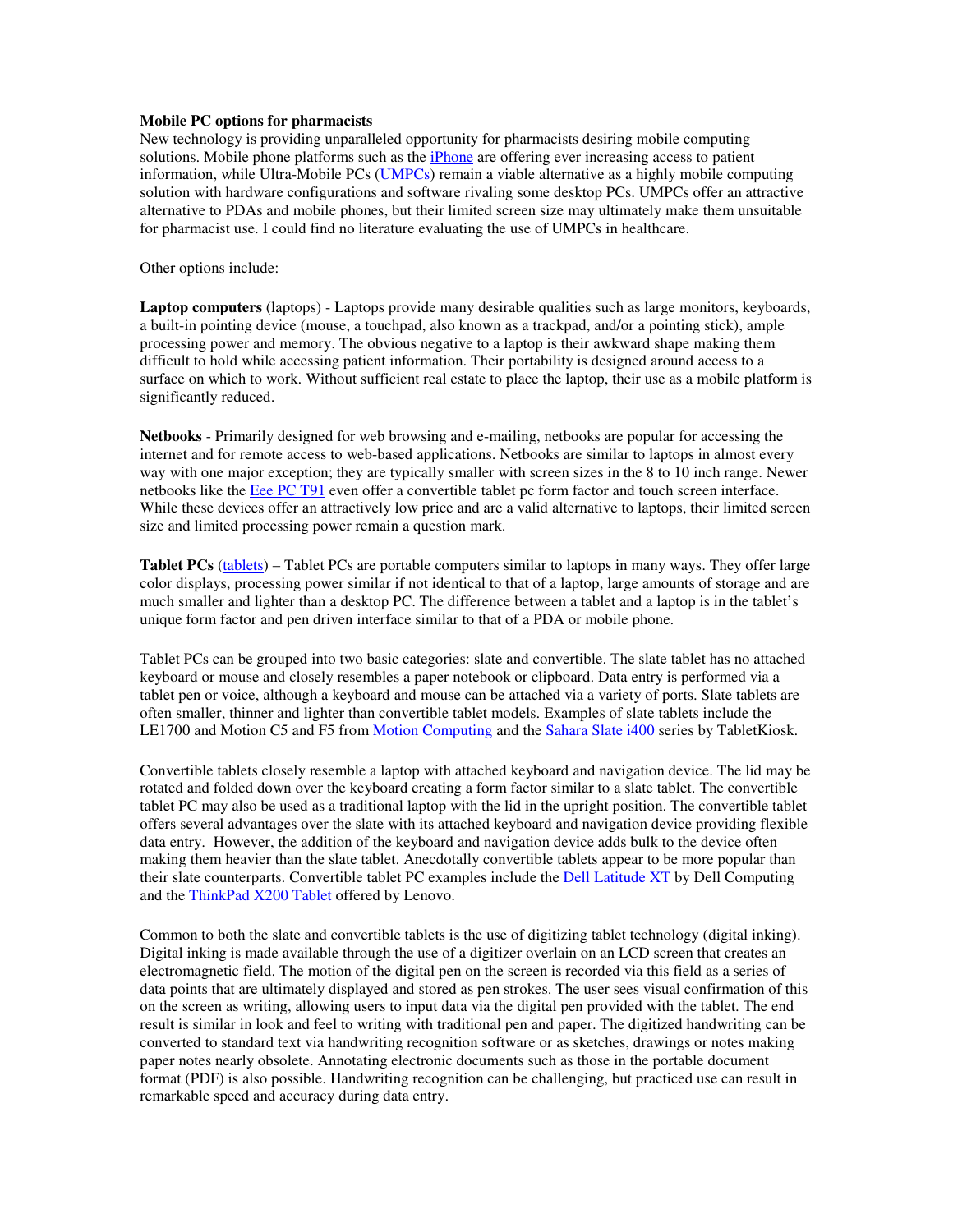**Mobile PC options for pharmacists**

New technology is providing unparalleled opportunity for pharmacists desiring mobile computing solutions. Mobile phone platforms such as the iPhone are offering ever increasing access to patient information, while Ultra-Mobile PCs (UMPCs) remain a viable alternative as a highly mobile computing solution with hardware configurations and software rivaling some desktop PCs. UMPCs offer an attractive alternative to PDAs and mobile phones, but their limited screen size may ultimately make them unsuitable for pharmacist use. I could find no literature evaluating the use of UMPCs in healthcare.

Other options include:

**Laptop computers** (laptops) - Laptops provide many desirable qualities such as large monitors, keyboards, a built-in pointing device (mouse, a touchpad, also known as a trackpad, and/or a pointing stick), ample processing power and memory. The obvious negative to a laptop is their awkward shape making them difficult to hold while accessing patient information. Their portability is designed around access to a surface on which to work. Without sufficient real estate to place the laptop, their use as a mobile platform is significantly reduced.

**Netbooks** - Primarily designed for web browsing and e-mailing, netbooks are popular for accessing the internet and for remote access to web-based applications. Netbooks are similar to laptops in almost every way with one major exception; they are typically smaller with screen sizes in the 8 to 10 inch range. Newer netbooks like the Eee PC T91 even offer a convertible tablet pc form factor and touch screen interface. While these devices offer an attractively low price and are a valid alternative to laptops, their limited screen size and limited processing power remain a question mark.

**Tablet PCs** (tablets) – Tablet PCs are portable computers similar to laptops in many ways. They offer large color displays, processing power similar if not identical to that of a laptop, large amounts of storage and are much smaller and lighter than a desktop PC. The difference between a tablet and a laptop is in the tablet's unique form factor and pen driven interface similar to that of a PDA or mobile phone.

Tablet PCs can be grouped into two basic categories: slate and convertible. The slate tablet has no attached keyboard or mouse and closely resembles a paper notebook or clipboard. Data entry is performed via a tablet pen or voice, although a keyboard and mouse can be attached via a variety of ports. Slate tablets are often smaller, thinner and lighter than convertible tablet models. Examples of slate tablets include the LE1700 and Motion C5 and F5 from Motion Computing and the Sahara Slate i400 series by TabletKiosk.

Convertible tablets closely resemble a laptop with attached keyboard and navigation device. The lid may be rotated and folded down over the keyboard creating a form factor similar to a slate tablet. The convertible tablet PC may also be used as a traditional laptop with the lid in the upright position. The convertible tablet offers several advantages over the slate with its attached keyboard and navigation device providing flexible data entry. However, the addition of the keyboard and navigation device adds bulk to the device often making them heavier than the slate tablet. Anecdotally convertible tablets appear to be more popular than their slate counterparts. Convertible tablet PC examples include the Dell Latitude XT by Dell Computing and the ThinkPad X200 Tablet offered by Lenovo.

Common to both the slate and convertible tablets is the use of digitizing tablet technology (digital inking). Digital inking is made available through the use of a digitizer overlain on an LCD screen that creates an electromagnetic field. The motion of the digital pen on the screen is recorded via this field as a series of data points that are ultimately displayed and stored as pen strokes. The user sees visual confirmation of this on the screen as writing, allowing users to input data via the digital pen provided with the tablet. The end result is similar in look and feel to writing with traditional pen and paper. The digitized handwriting can be converted to standard text via handwriting recognition software or as sketches, drawings or notes making paper notes nearly obsolete. Annotating electronic documents such as those in the portable document format (PDF) is also possible. Handwriting recognition can be challenging, but practiced use can result in remarkable speed and accuracy during data entry.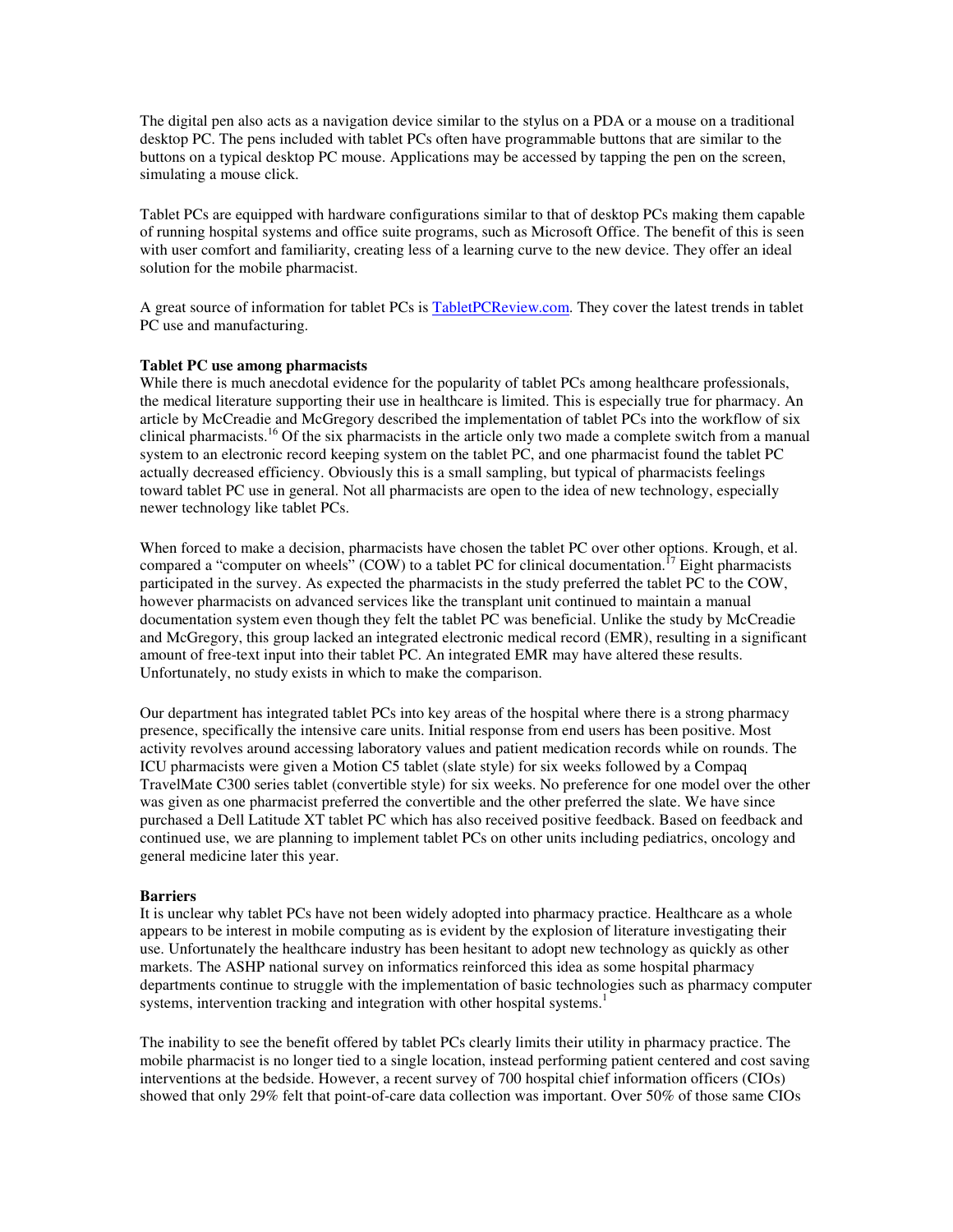The digital pen also acts as a navigation device similar to the stylus on a PDA or a mouse on a traditional desktop PC. The pens included with tablet PCs often have programmable buttons that are similar to the buttons on a typical desktop PC mouse. Applications may be accessed by tapping the pen on the screen, simulating a mouse click.

Tablet PCs are equipped with hardware configurations similar to that of desktop PCs making them capable of running hospital systems and office suite programs, such as Microsoft Office. The benefit of this is seen with user comfort and familiarity, creating less of a learning curve to the new device. They offer an ideal solution for the mobile pharmacist.

A great source of information for tablet PCs is TabletPCReview.com. They cover the latest trends in tablet PC use and manufacturing.

**Tablet PC use among pharmacists**

While there is much anecdotal evidence for the popularity of tablet PCs among healthcare professionals, the medical literature supporting their use in healthcare is limited. This is especially true for pharmacy. An article by McCreadie and McGregory described the implementation of tablet PCs into the workflow of six clinical pharmacists.[16] Of the six pharmacists in the article only two made a complete switch from a manual system to an electronic record keeping system on the tablet PC, and one pharmacist found the tablet PC actually decreased efficiency. Obviously this is a small sampling, but typical of pharmacists feelings toward tablet PC use in general. Not all pharmacists are open to the idea of new technology, especially newer technology like tablet PCs.

When forced to make a decision, pharmacists have chosen the tablet PC over other options. Krough, et al. compared a "computer on wheels" (COW) to a tablet PC for clinical documentation.[17] Eight pharmacists participated in the survey. As expected the pharmacists in the study preferred the tablet PC to the COW, however pharmacists on advanced services like the transplant unit continued to maintain a manual documentation system even though they felt the tablet PC was beneficial. Unlike the study by McCreadie and McGregory, this group lacked an integrated electronic medical record (EMR), resulting in a significant amount of free-text input into their tablet PC. An integrated EMR may have altered these results. Unfortunately, no study exists in which to make the comparison.

Our department has integrated tablet PCs into key areas of the hospital where there is a strong pharmacy presence, specifically the intensive care units. Initial response from end users has been positive. Most activity revolves around accessing laboratory values and patient medication records while on rounds. The ICU pharmacists were given a Motion C5 tablet (slate style) for six weeks followed by a Compaq TravelMate C300 series tablet (convertible style) for six weeks. No preference for one model over the other was given as one pharmacist preferred the convertible and the other preferred the slate. We have since purchased a Dell Latitude XT tablet PC which has also received positive feedback. Based on feedback and continued use, we are planning to implement tablet PCs on other units including pediatrics, oncology and general medicine later this year.

**Barriers**

It is unclear why tablet PCs have not been widely adopted into pharmacy practice. Healthcare as a whole appears to be interest in mobile computing as is evident by the explosion of literature investigating their use. Unfortunately the healthcare industry has been hesitant to adopt new technology as quickly as other markets. The ASHP national survey on informatics reinforced this idea as some hospital pharmacy departments continue to struggle with the implementation of basic technologies such as pharmacy computer systems, intervention tracking and integration with other hospital systems.[1]

The inability to see the benefit offered by tablet PCs clearly limits their utility in pharmacy practice. The mobile pharmacist is no longer tied to a single location, instead performing patient centered and cost saving interventions at the bedside. However, a recent survey of 700 hospital chief information officers (CIOs) showed that only 29% felt that point-of-care data collection was important. Over 50% of those same CIOs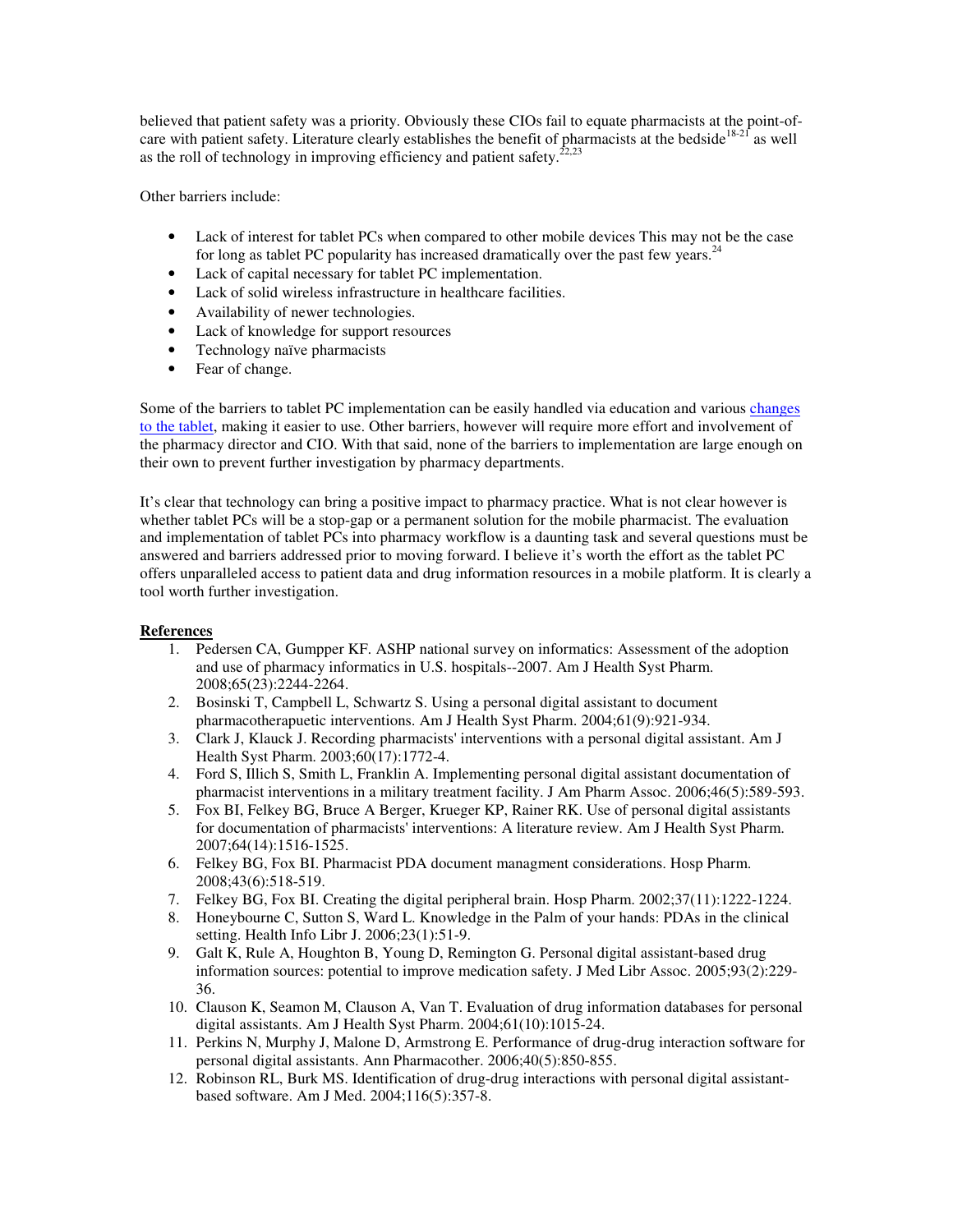believed that patient safety was a priority. Obviously these CIOs fail to equate pharmacists at the point-of-care with patient safety. Literature clearly establishes the benefit of pharmacists at the bedside[18-21] as well as the roll of technology in improving efficiency and patient safety.[22,23]

Other barriers include:

- Lack of interest for tablet PCs when compared to other mobile devices This may not be the case for long as tablet PC popularity has increased dramatically over the past few years.[24]
- Lack of capital necessary for tablet PC implementation.
- Lack of solid wireless infrastructure in healthcare facilities.
- Availability of newer technologies.
- Lack of knowledge for support resources
- Technology naïve pharmacists
- Fear of change.

Some of the barriers to tablet PC implementation can be easily handled via education and various changes to the tablet, making it easier to use. Other barriers, however will require more effort and involvement of the pharmacy director and CIO. With that said, none of the barriers to implementation are large enough on their own to prevent further investigation by pharmacy departments.

It's clear that technology can bring a positive impact to pharmacy practice. What is not clear however is whether tablet PCs will be a stop-gap or a permanent solution for the mobile pharmacist. The evaluation and implementation of tablet PCs into pharmacy workflow is a daunting task and several questions must be answered and barriers addressed prior to moving forward. I believe it's worth the effort as the tablet PC offers unparalleled access to patient data and drug information resources in a mobile platform. It is clearly a tool worth further investigation.

**References**

1. Pedersen CA, Gumpper KF. ASHP national survey on informatics: Assessment of the adoption and use of pharmacy informatics in U.S. hospitals--2007. Am J Health Syst Pharm. 2008;65(23):2244-2264.
2. Bosinski T, Campbell L, Schwartz S. Using a personal digital assistant to document pharmacotherapeutic interventions. Am J Health Syst Pharm. 2004;61(9):921-934.
3. Clark J, Klauck J. Recording pharmacists' interventions with a personal digital assistant. Am J Health Syst Pharm. 2003;60(17):1772-4.
4. Ford S, Illich S, Smith L, Franklin A. Implementing personal digital assistant documentation of pharmacist interventions in a military treatment facility. J Am Pharm Assoc. 2006;46(5):589-593.
5. Fox BI, Felkey BG, Bruce A Berger, Krueger KP, Rainer RK. Use of personal digital assistants for documentation of pharmacists' interventions: A literature review. Am J Health Syst Pharm. 2007;64(14):1516-1525.
6. Felkey BG, Fox BI. Pharmacist PDA document managment considerations. Hosp Pharm. 2008;43(6):518-519.
7. Felkey BG, Fox BI. Creating the digital peripheral brain. Hosp Pharm. 2002;37(11):1222-1224.
8. Honeybourne C, Sutton S, Ward L. Knowledge in the Palm of your hands: PDAs in the clinical setting. Health Info Libr J. 2006;23(1):51-9.
9. Galt K, Rule A, Houghton B, Young D, Remington G. Personal digital assistant-based drug information sources: potential to improve medication safety. J Med Libr Assoc. 2005;93(2):229-36.
10. Clauson K, Seamon M, Clauson A, Van T. Evaluation of drug information databases for personal digital assistants. Am J Health Syst Pharm. 2004;61(10):1015-24.
11. Perkins N, Murphy J, Malone D, Armstrong E. Performance of drug-drug interaction software for personal digital assistants. Ann Pharmacother. 2006;40(5):850-855.
12. Robinson RL, Burk MS. Identification of drug-drug interactions with personal digital assistant-based software. Am J Med. 2004;116(5):357-8.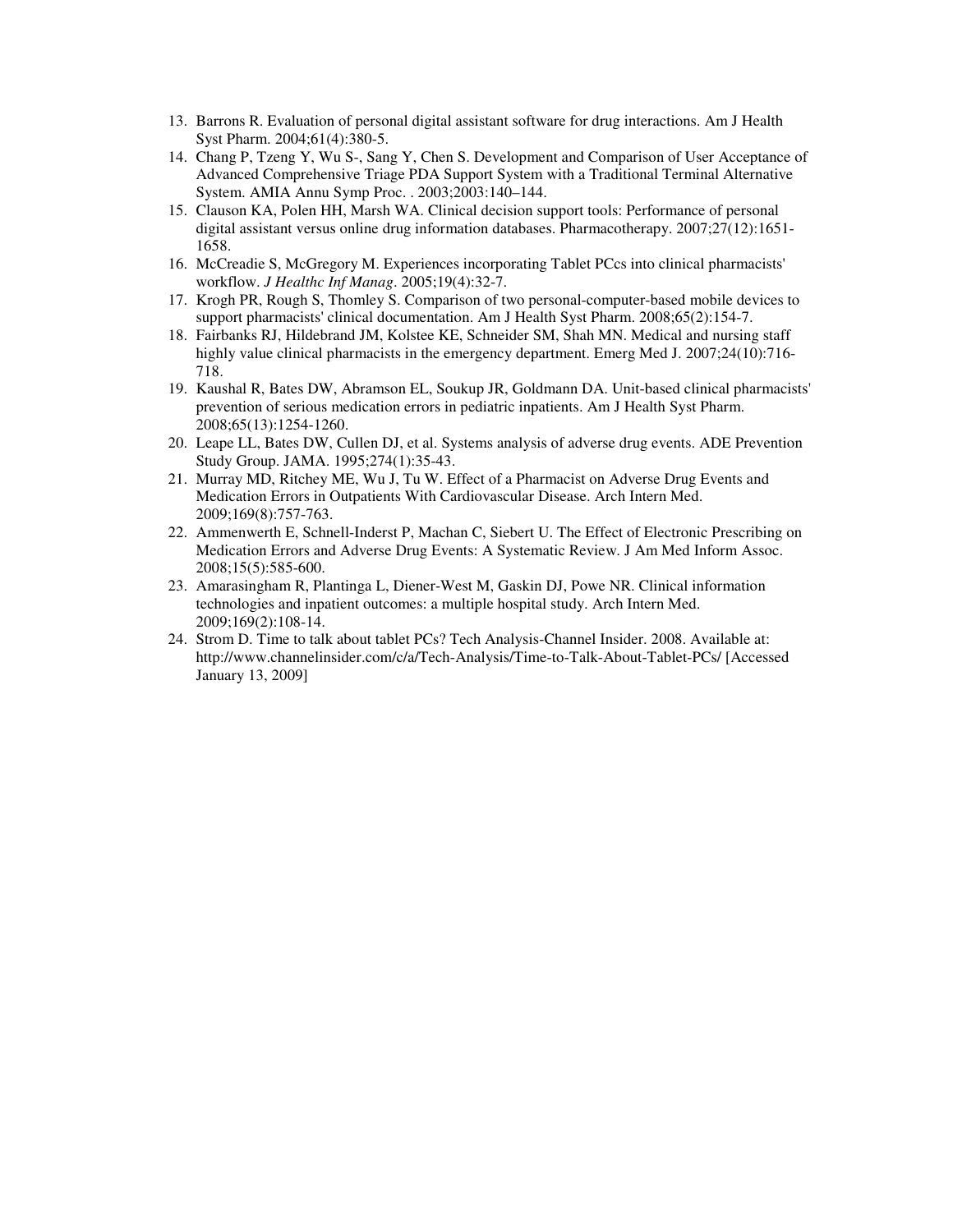13. Barrons R. Evaluation of personal digital assistant software for drug interactions. Am J Health Syst Pharm. 2004;61(4):380-5.
14. Chang P, Tzeng Y, Wu S-, Sang Y, Chen S. Development and Comparison of User Acceptance of Advanced Comprehensive Triage PDA Support System with a Traditional Terminal Alternative System. AMIA Annu Symp Proc. . 2003;2003:140–144.
15. Clauson KA, Polen HH, Marsh WA. Clinical decision support tools: Performance of personal digital assistant versus online drug information databases. Pharmacotherapy. 2007;27(12):1651-1658.
16. McCreadie S, McGregory M. Experiences incorporating Tablet PCcs into clinical pharmacists' workflow. *J Healthc Inf Manag*. 2005;19(4):32-7.
17. Krogh PR, Rough S, Thomley S. Comparison of two personal-computer-based mobile devices to support pharmacists' clinical documentation. Am J Health Syst Pharm. 2008;65(2):154-7.
18. Fairbanks RJ, Hildebrand JM, Kolstee KE, Schneider SM, Shah MN. Medical and nursing staff highly value clinical pharmacists in the emergency department. Emerg Med J. 2007;24(10):716-718.
19. Kaushal R, Bates DW, Abramson EL, Soukup JR, Goldmann DA. Unit-based clinical pharmacists' prevention of serious medication errors in pediatric inpatients. Am J Health Syst Pharm. 2008;65(13):1254-1260.
20. Leape LL, Bates DW, Cullen DJ, et al. Systems analysis of adverse drug events. ADE Prevention Study Group. JAMA. 1995;274(1):35-43.
21. Murray MD, Ritchey ME, Wu J, Tu W. Effect of a Pharmacist on Adverse Drug Events and Medication Errors in Outpatients With Cardiovascular Disease. Arch Intern Med. 2009;169(8):757-763.
22. Ammenwerth E, Schnell-Inderst P, Machan C, Siebert U. The Effect of Electronic Prescribing on Medication Errors and Adverse Drug Events: A Systematic Review. J Am Med Inform Assoc. 2008;15(5):585-600.
23. Amarasingham R, Plantinga L, Diener-West M, Gaskin DJ, Powe NR. Clinical information technologies and inpatient outcomes: a multiple hospital study. Arch Intern Med. 2009;169(2):108-14.
24. Strom D. Time to talk about tablet PCs? Tech Analysis-Channel Insider. 2008. Available at: http://www.channelinsider.com/c/a/Tech-Analysis/Time-to-Talk-About-Tablet-PCs/ [Accessed January 13, 2009]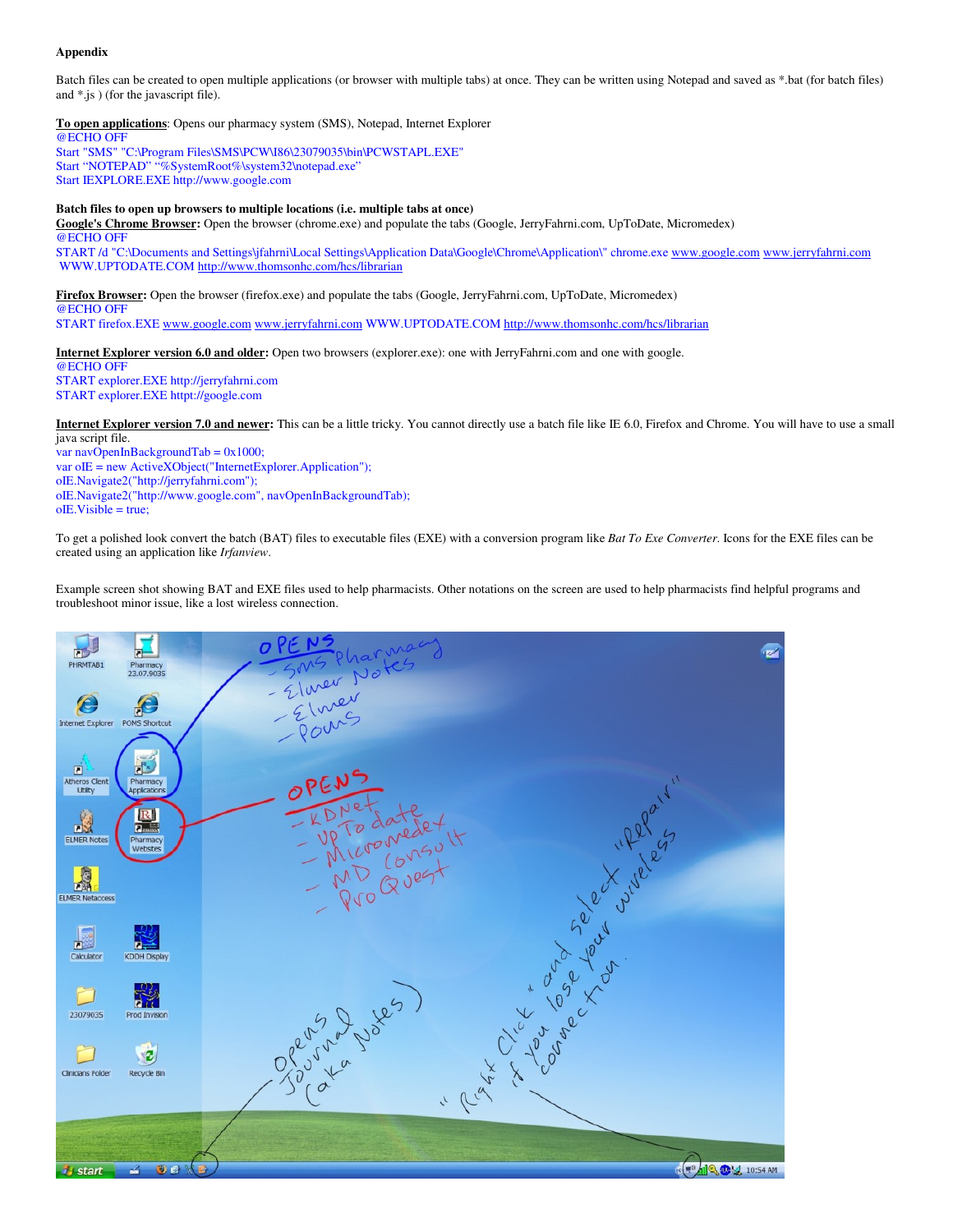**Appendix**

Batch files can be created to open multiple applications (or browser with multiple tabs) at once. They can be written using Notepad and saved as *.bat (for batch files) and *.js ) (for the javascript file).

**To open applications**: Opens our pharmacy system (SMS), Notepad, Internet Explorer

```
@ECHO OFF
Start "SMS" "C:\Program Files\SMS\PCW\I86\23079035\bin\PCWSTAPL.EXE"
Start "NOTEPAD" "%SystemRoot%\system32\notepad.exe"
Start IEXPLORE.EXE http://www.google.com
```

**Batch files to open up browsers to multiple locations (i.e. multiple tabs at once)**

**Google's Chrome Browser:** Open the browser (chrome.exe) and populate the tabs (Google, JerryFahrni.com, UpToDate, Micromedex)

```
@ECHO OFF
START /d "C:\Documents and Settings\jfahrni\Local Settings\Application Data\Google\Chrome\Application\" chrome.exe www.google.com www.jerryfahrni.com WWW.UPTODATE.COM http://www.thomsonhc.com/hcs/librarian
```

**Firefox Browser:** Open the browser (firefox.exe) and populate the tabs (Google, JerryFahrni.com, UpToDate, Micromedex)

```
@ECHO OFF
START firefox.EXE www.google.com www.jerryfahrni.com WWW.UPTODATE.COM http://www.thomsonhc.com/hcs/librarian
```

**Internet Explorer version 6.0 and older:** Open two browsers (explorer.exe): one with JerryFahrni.com and one with google.

```
@ECHO OFF
START explorer.EXE http://jerryfahrni.com
START explorer.EXE httpt://google.com
```

**Internet Explorer version 7.0 and newer:** This can be a little tricky. You cannot directly use a batch file like IE 6.0, Firefox and Chrome. You will have to use a small java script file.

```
var navOpenInBackgroundTab = 0x1000;
var oIE = new ActiveXObject("InternetExplorer.Application");
oIE.Navigate2("http://jerryfahrni.com");
oIE.Navigate2("http://www.google.com", navOpenInBackgroundTab);
oIE.Visible = true;
```

To get a polished look convert the batch (BAT) files to executable files (EXE) with a conversion program like *Bat To Exe Converter*. Icons for the EXE files can be created using an application like *Irfanview*.

Example screen shot showing BAT and EXE files used to help pharmacists. Other notations on the screen are used to help pharmacists find helpful programs and troubleshoot minor issue, like a lost wireless connection.